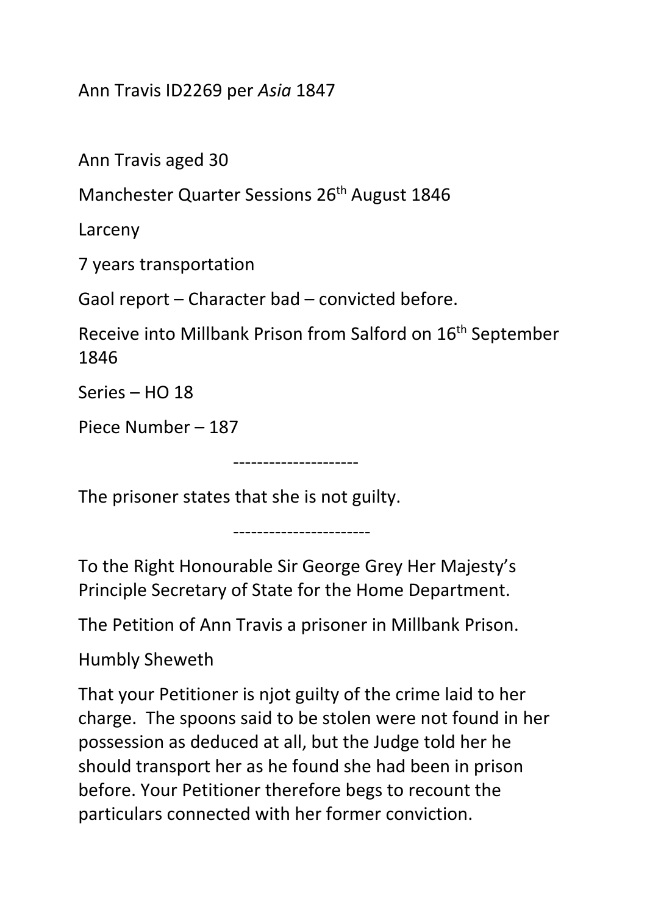Ann Travis ID2269 per *Asia* 1847

Ann Travis aged 30

Manchester Quarter Sessions 26th August 1846

Larceny

7 years transportation

Gaol report – Character bad – convicted before.

Receive into Millbank Prison from Salford on 16th September 1846

Series – HO 18

Piece Number – 187

---------------------

The prisoner states that she is not guilty.

-----------------------

To the Right Honourable Sir George Grey Her Majesty's Principle Secretary of State for the Home Department.

The Petition of Ann Travis a prisoner in Millbank Prison.

Humbly Sheweth

That your Petitioner is njot guilty of the crime laid to her charge. The spoons said to be stolen were not found in her possession as deduced at all, but the Judge told her he should transport her as he found she had been in prison before. Your Petitioner therefore begs to recount the particulars connected with her former conviction.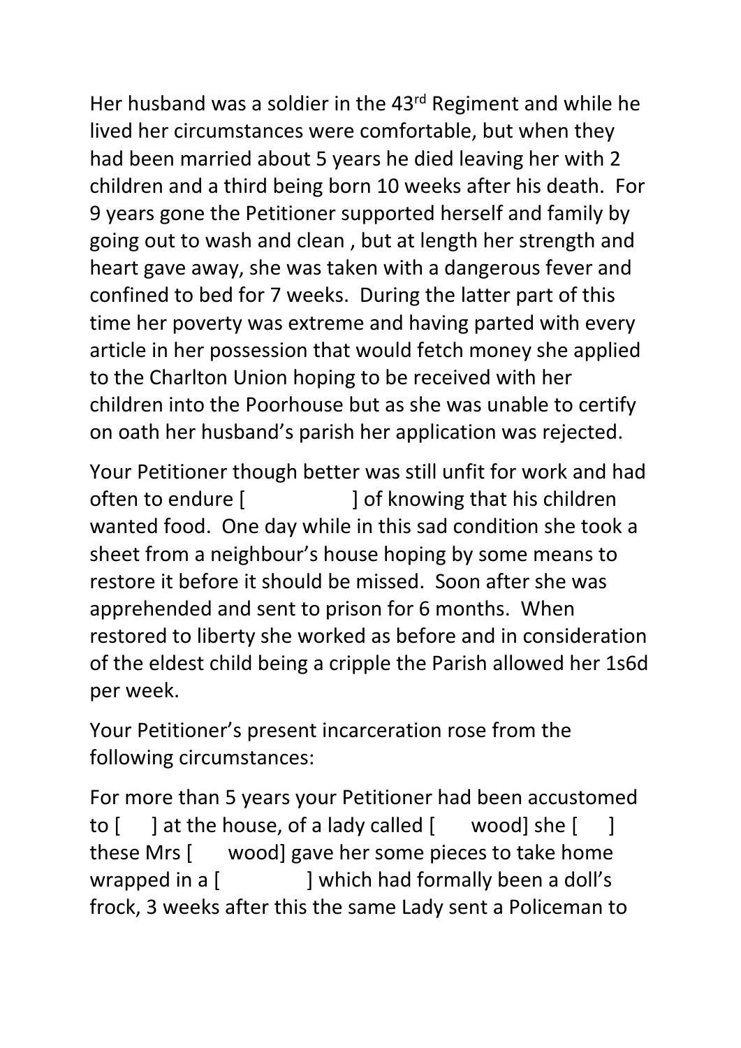Her husband was a soldier in the 43rd Regiment and while he lived her circumstances were comfortable, but when they had been married about 5 years he died leaving her with 2 children and a third being born 10 weeks after his death. For 9 years gone the Petitioner supported herself and family by going out to wash and clean , but at length her strength and heart gave away, she was taken with a dangerous fever and confined to bed for 7 weeks. During the latter part of this time her poverty was extreme and having parted with every article in her possession that would fetch money she applied to the Charlton Union hoping to be received with her children into the Poorhouse but as she was unable to certify on oath her husband's parish her application was rejected.

Your Petitioner though better was still unfit for work and had often to endure [ ] of knowing that his children wanted food. One day while in this sad condition she took a sheet from a neighbour's house hoping by some means to restore it before it should be missed. Soon after she was apprehended and sent to prison for 6 months. When restored to liberty she worked as before and in consideration of the eldest child being a cripple the Parish allowed her 1s6d per week.

Your Petitioner's present incarceration rose from the following circumstances:

For more than 5 years your Petitioner had been accustomed to [ ] at the house, of a lady called [ wood] she [ ] these Mrs [ wood] gave her some pieces to take home wrapped in a [ ] which had formally been a doll's frock, 3 weeks after this the same Lady sent a Policeman to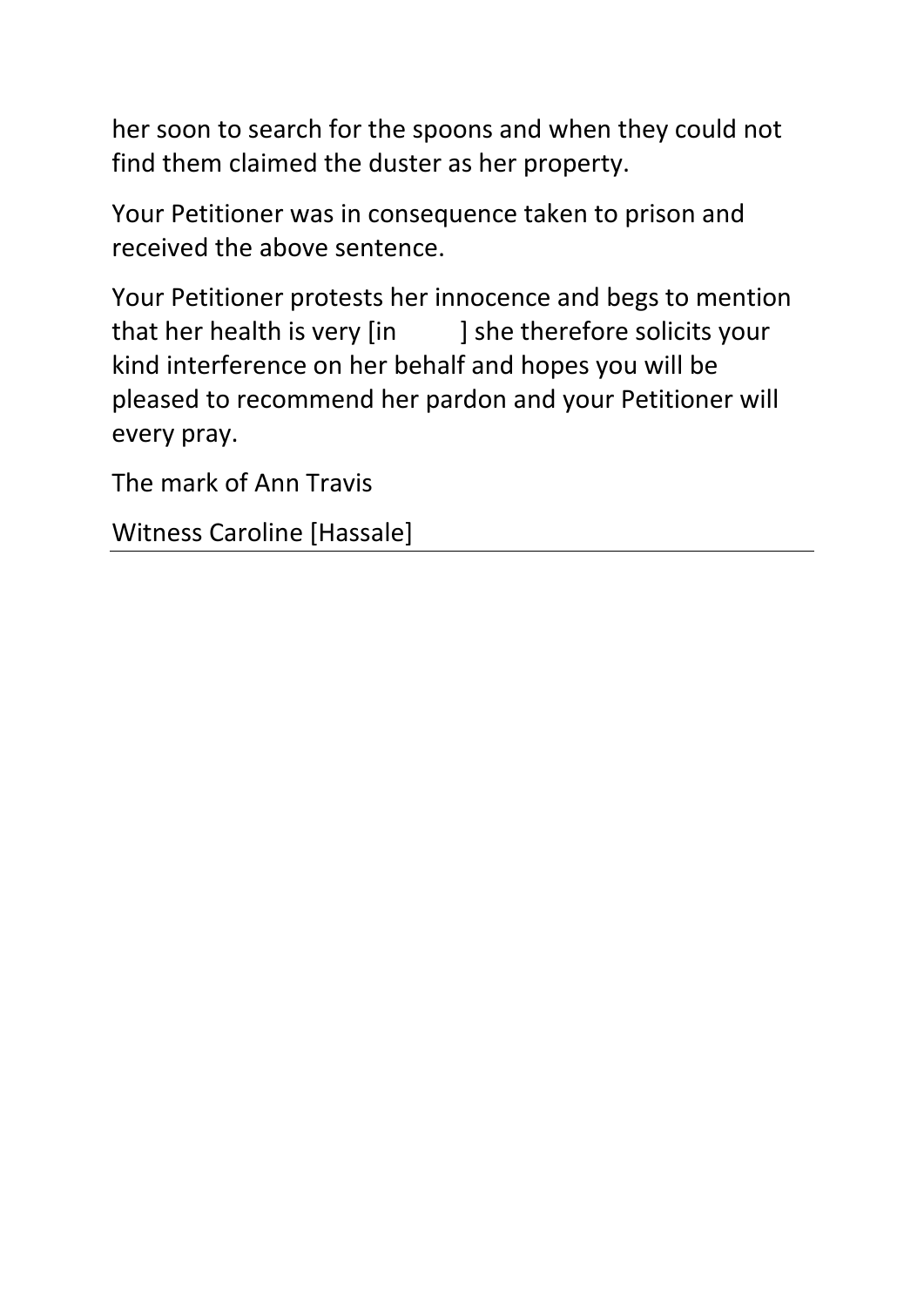her soon to search for the spoons and when they could not find them claimed the duster as her property.

Your Petitioner was in consequence taken to prison and received the above sentence.

Your Petitioner protests her innocence and begs to mention that her health is very [in        ] she therefore solicits your kind interference on her behalf and hopes you will be pleased to recommend her pardon and your Petitioner will every pray.

The mark of Ann Travis

Witness Caroline [Hassale]